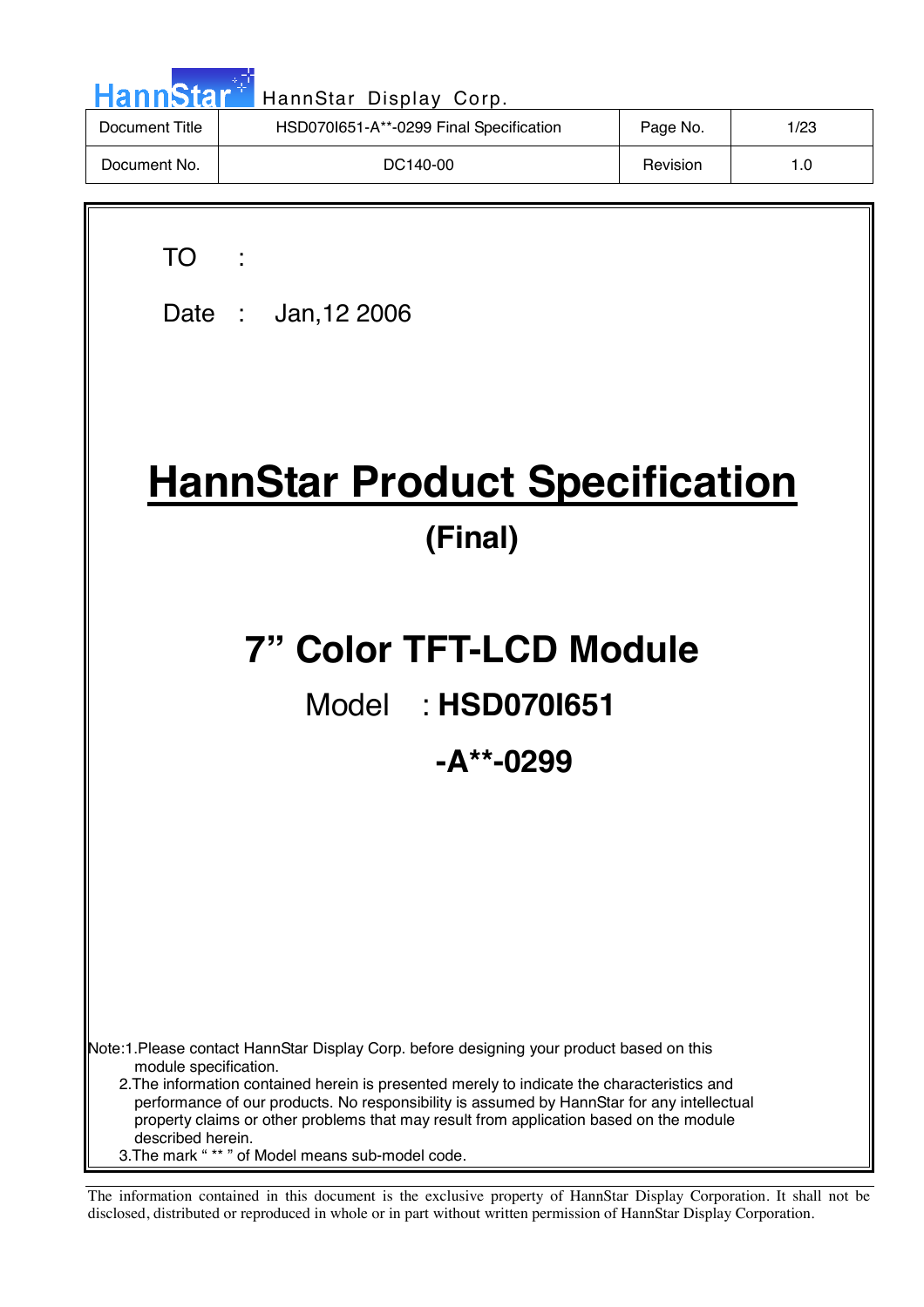| Document Title | HSD070I651-A**-0299 Final Specification | Page No. | 1/23 |
|---|---|---|---|
| Document No. | DC140-00 | Revision | 1.0 |

TO :

Date : Jan,12 2006

# HannStar Product Specification

## (Final)

## 7” Color TFT-LCD Module

Model : **HSD070I651**

**-A**-0299**

Note:1.Please contact HannStar Display Corp. before designing your product based on this module specification.

2.The information contained herein is presented merely to indicate the characteristics and performance of our products. No responsibility is assumed by HannStar for any intellectual property claims or other problems that may result from application based on the module described herein.

3.The mark “ ** ” of Model means sub-model code.

The information contained in this document is the exclusive property of HannStar Display Corporation. It shall not be disclosed, distributed or reproduced in whole or in part without written permission of HannStar Display Corporation.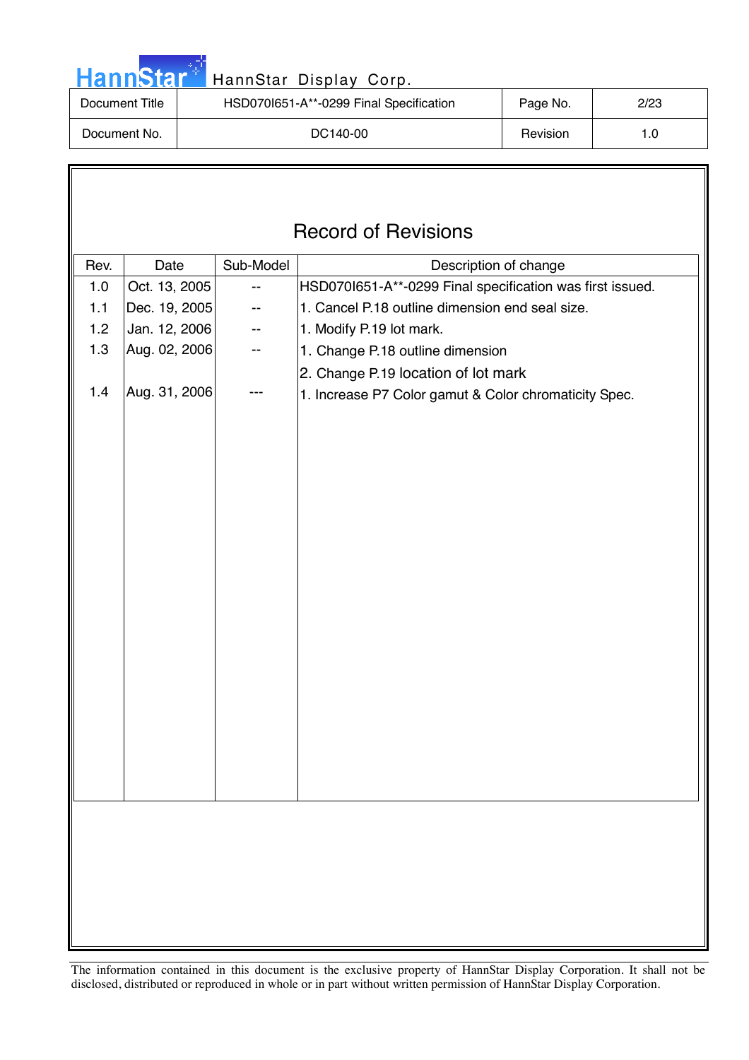# Record of Revisions

| Rev. | Date | Sub-Model | Description of change |
|---|---|---|---|
| 1.0 | Oct. 13, 2005 | -- | HSD070I651-A**-0299 Final specification was first issued. |
| 1.1 | Dec. 19, 2005 | -- | 1. Cancel P.18 outline dimension end seal size. |
| 1.2 | Jan. 12, 2006 | -- | 1. Modify P.19 lot mark. |
| 1.3 | Aug. 02, 2006 | -- | 1. Change P.18 outline dimension<br>2. Change P.19 location of lot mark |
| 1.4 | Aug. 31, 2006 | --- | 1. Increase P7 Color gamut & Color chromaticity Spec. |

The information contained in this document is the exclusive property of HannStar Display Corporation. It shall not be disclosed, distributed or reproduced in whole or in part without written permission of HannStar Display Corporation.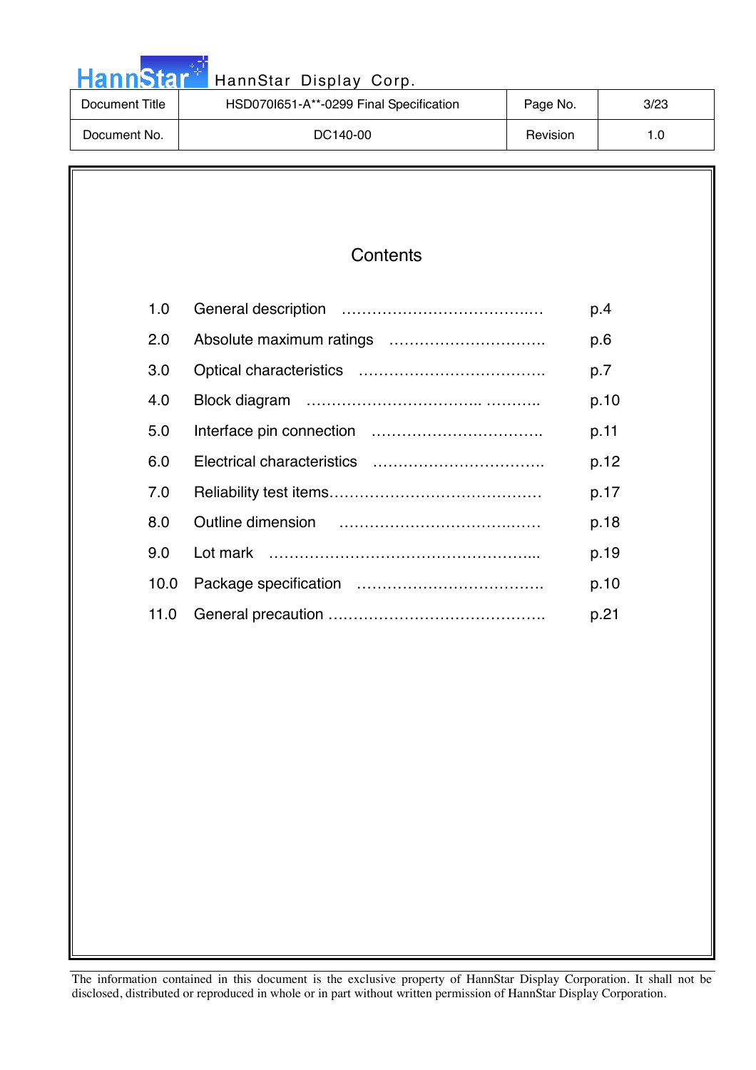# Contents

| | | |
|---|---|---|
| 1.0 | General description ………………………………..… | p.4 |
| 2.0 | Absolute maximum ratings …………………………. | p.6 |
| 3.0 | Optical characteristics ………………………………. | p.7 |
| 4.0 | Block diagram …………………………….. ……….. | p.10 |
| 5.0 | Interface pin connection ……………………………. | p.11 |
| 6.0 | Electrical characteristics ……………………………. | p.12 |
| 7.0 | Reliability test items…………………………………… | p.17 |
| 8.0 | Outline dimension ……………………………..…… | p.18 |
| 9.0 | Lot mark ……………………………………………... | p.19 |
| 10.0 | Package specification ………………………………. | p.10 |
| 11.0 | General precaution ……………………………………. | p.21 |

The information contained in this document is the exclusive property of HannStar Display Corporation. It shall not be disclosed, distributed or reproduced in whole or in part without written permission of HannStar Display Corporation.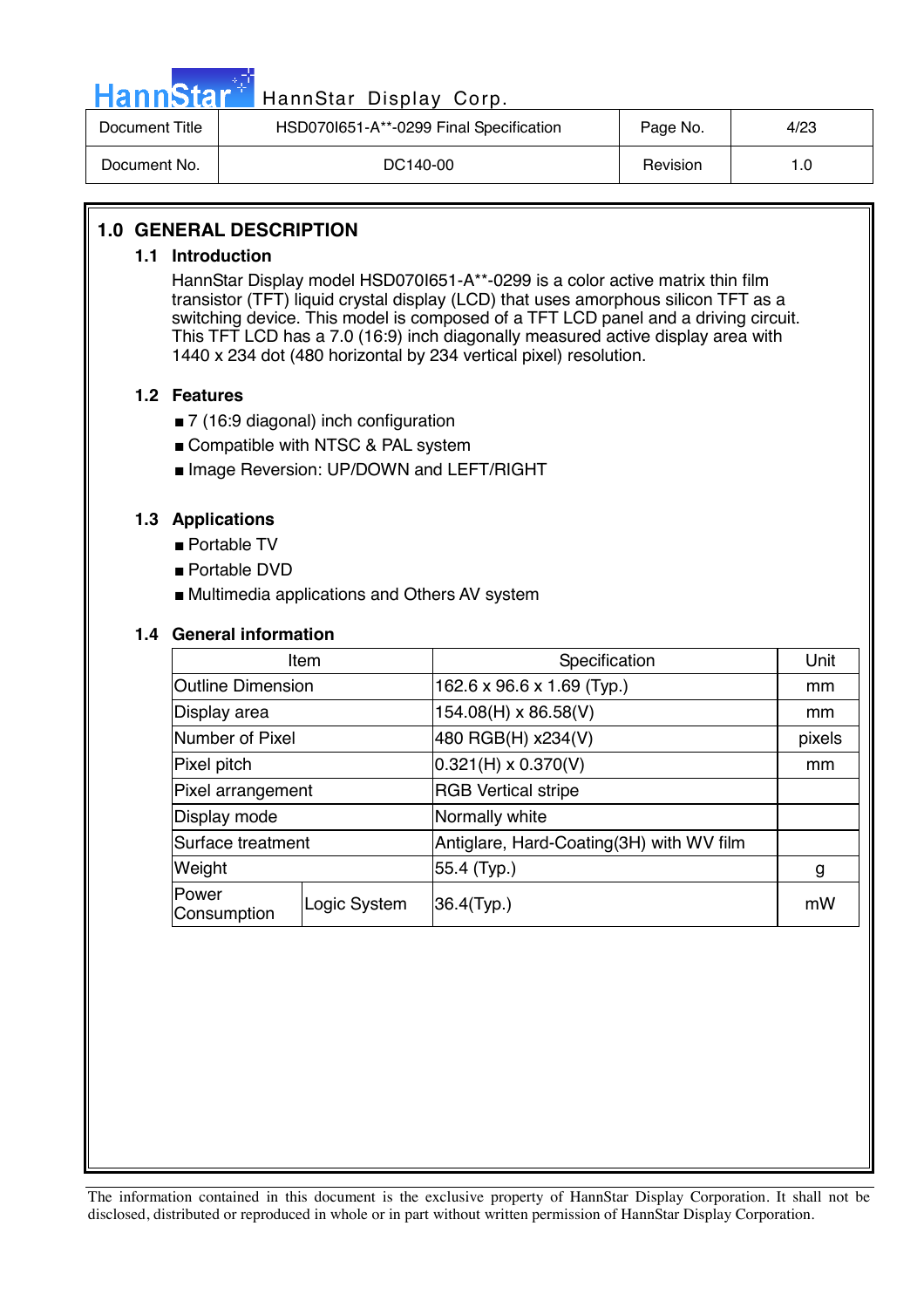## 1.0 GENERAL DESCRIPTION

### 1.1 Introduction

HannStar Display model HSD070I651-A**-0299 is a color active matrix thin film transistor (TFT) liquid crystal display (LCD) that uses amorphous silicon TFT as a switching device. This model is composed of a TFT LCD panel and a driving circuit. This TFT LCD has a 7.0 (16:9) inch diagonally measured active display area with 1440 x 234 dot (480 horizontal by 234 vertical pixel) resolution.

### 1.2 Features

- 7 (16:9 diagonal) inch configuration
- Compatible with NTSC & PAL system
- Image Reversion: UP/DOWN and LEFT/RIGHT

### 1.3 Applications

- Portable TV
- Portable DVD
- Multimedia applications and Others AV system

### 1.4 General information

| Item | | Specification | Unit |
|---|---|---|---|
| Outline Dimension | | 162.6 x 96.6 x 1.69 (Typ.) | mm |
| Display area | | 154.08(H) x 86.58(V) | mm |
| Number of Pixel | | 480 RGB(H) x234(V) | pixels |
| Pixel pitch | | 0.321(H) x 0.370(V) | mm |
| Pixel arrangement | | RGB Vertical stripe | |
| Display mode | | Normally white | |
| Surface treatment | | Antiglare, Hard-Coating(3H) with WV film | |
| Weight | | 55.4 (Typ.) | g |
| Power Consumption | Logic System | 36.4(Typ.) | mW |

The information contained in this document is the exclusive property of HannStar Display Corporation. It shall not be disclosed, distributed or reproduced in whole or in part without written permission of HannStar Display Corporation.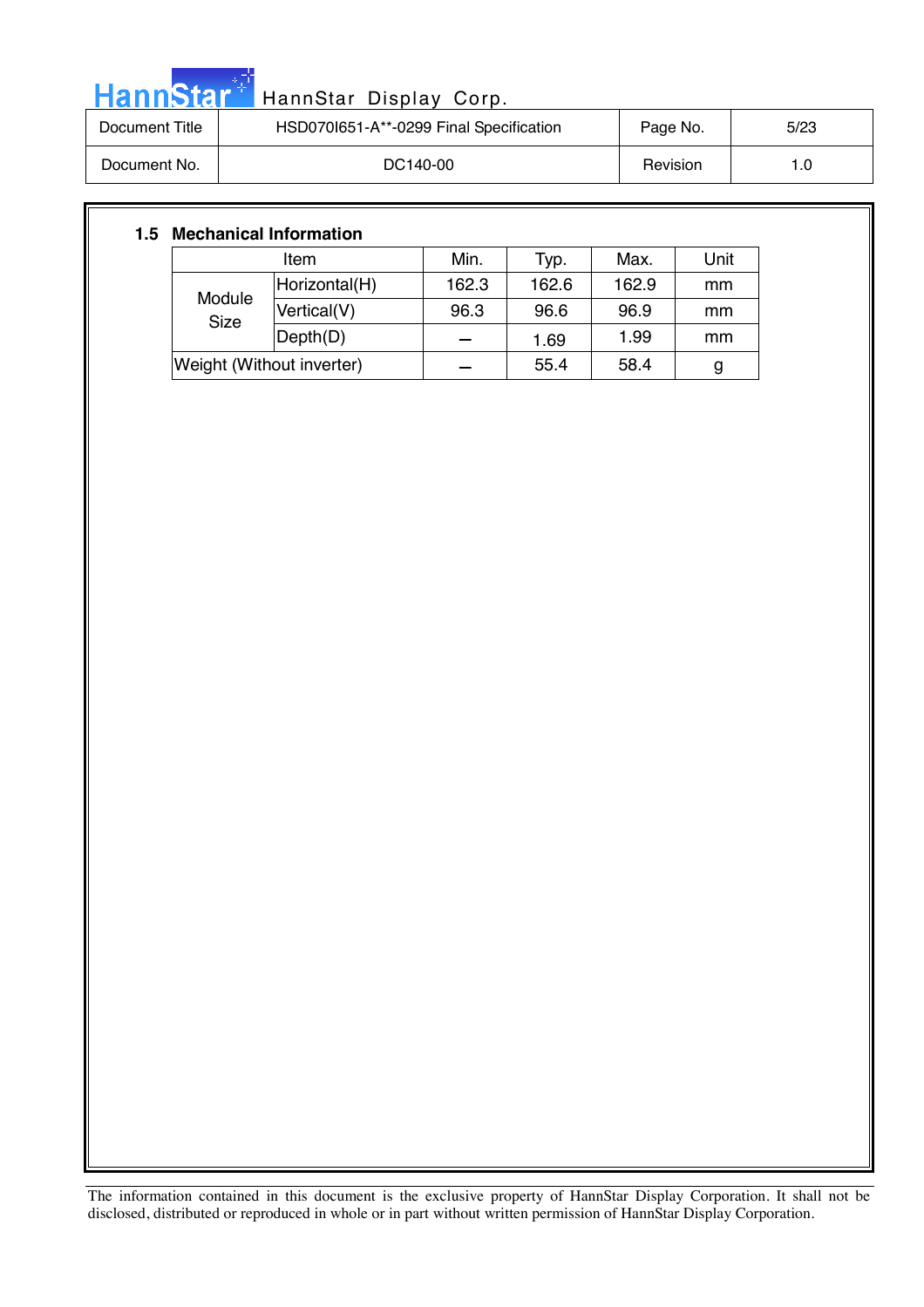### 1.5 Mechanical Information

| Item | | Min. | Typ. | Max. | Unit |
|---|---|---|---|---|---|
| Module Size | Horizontal(H) | 162.3 | 162.6 | 162.9 | mm |
| | Vertical(V) | 96.3 | 96.6 | 96.9 | mm |
| | Depth(D) | – | 1.69 | 1.99 | mm |
| Weight (Without inverter) | | – | 55.4 | 58.4 | g |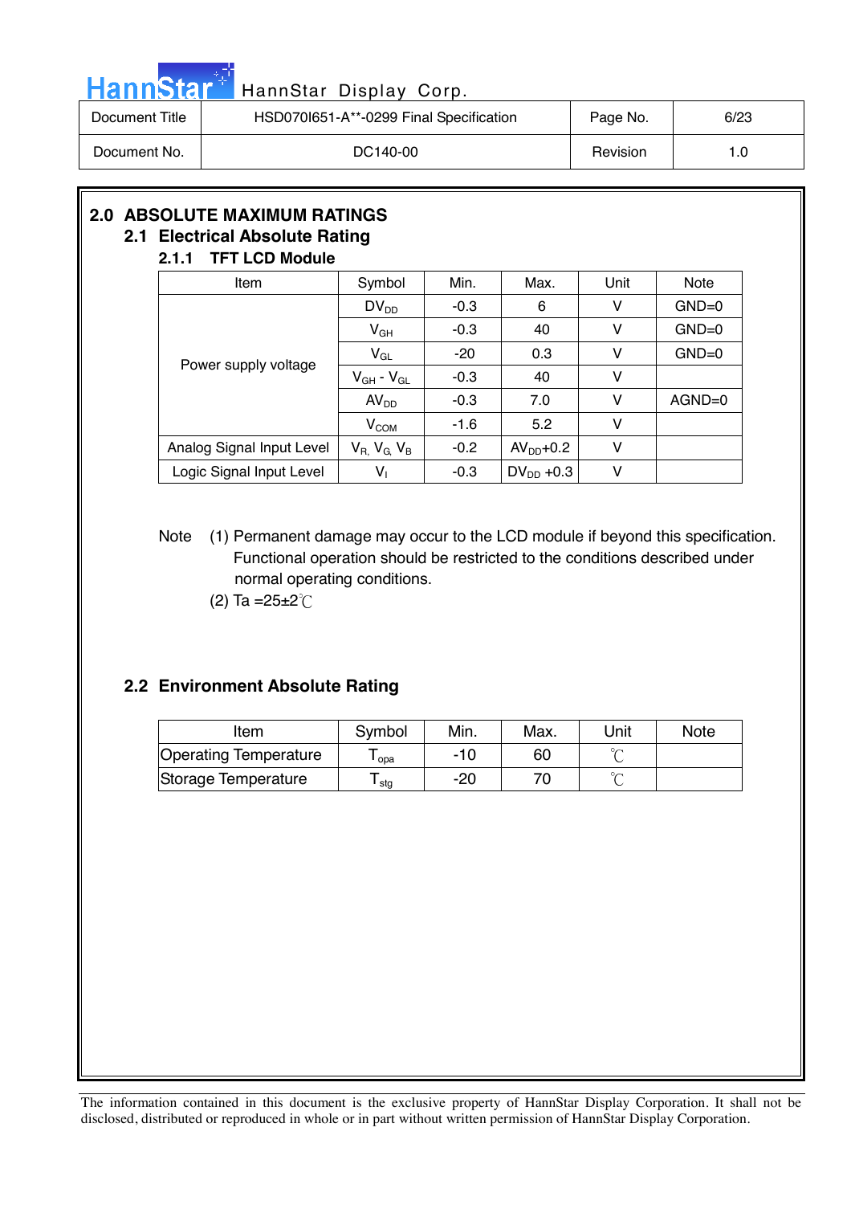## 2.0 ABSOLUTE MAXIMUM RATINGS

### 2.1 Electrical Absolute Rating

#### 2.1.1 TFT LCD Module

| Item | Symbol | Min. | Max. | Unit | Note |
|---|---|---|---|---|---|
| Power supply voltage | $DV_{DD}$ | -0.3 | 6 | V | GND=0 |
| | $V_{GH}$ | -0.3 | 40 | V | GND=0 |
| | $V_{GL}$ | -20 | 0.3 | V | GND=0 |
| | $V_{GH}$ - $V_{GL}$ | -0.3 | 40 | V | |
| | $AV_{DD}$ | -0.3 | 7.0 | V | AGND=0 |
| | $V_{COM}$ | -1.6 | 5.2 | V | |
| Analog Signal Input Level | $V_R$, $V_G$, $V_B$ | -0.2 | $AV_{DD}$+0.2 | V | |
| Logic Signal Input Level | $V_I$ | -0.3 | $DV_{DD}$ +0.3 | V | |

Note (1) Permanent damage may occur to the LCD module if beyond this specification. Functional operation should be restricted to the conditions described under normal operating conditions.

(2) Ta =25±2℃

### 2.2 Environment Absolute Rating

| Item | Symbol | Min. | Max. | Unit | Note |
|---|---|---|---|---|---|
| Operating Temperature | $T_{opa}$ | -10 | 60 | ℃ | |
| Storage Temperature | $T_{stg}$ | -20 | 70 | ℃ | |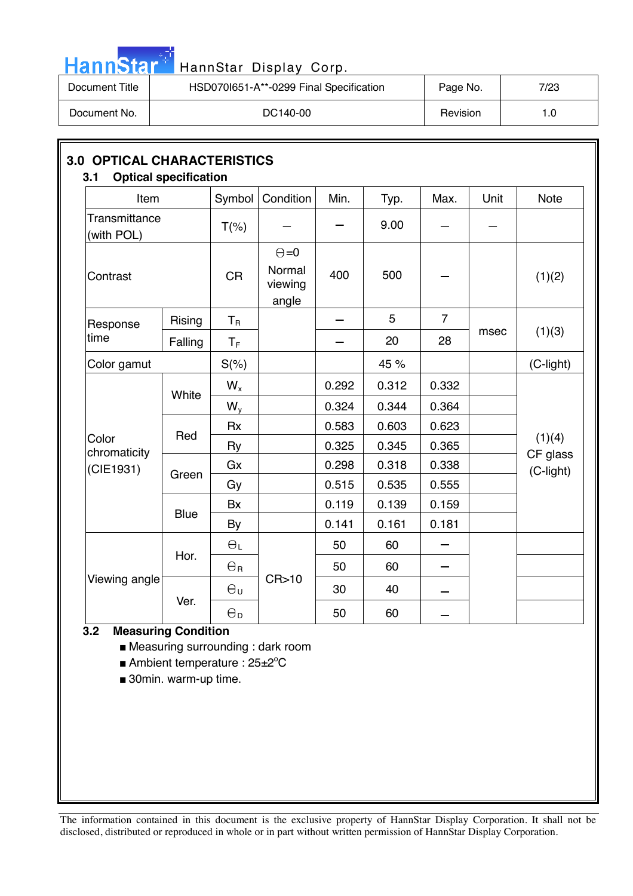## 3.0 OPTICAL CHARACTERISTICS

### 3.1 Optical specification

| Item | | Symbol | Condition | Min. | Typ. | Max. | Unit | Note |
|---|---|---|---|---|---|---|---|---|
| Transmittance (with POL) | | T(%) | — | — | 9.00 | — | — | |
| Contrast | | CR | Θ=0 Normal viewing angle | 400 | 500 | — | | (1)(2) |
| Response time | Rising | $T_R$ | | — | 5 | 7 | msec | (1)(3) |
| | Falling | $T_F$ | | — | 20 | 28 | | |
| Color gamut | | S(%) | | | 45 % | | | (C-light) |
| Color chromaticity (CIE1931) | White | $W_x$ | | 0.292 | 0.312 | 0.332 | | (1)(4) CF glass (C-light) |
| | | $W_y$ | | 0.324 | 0.344 | 0.364 | | |
| | Red | Rx | | 0.583 | 0.603 | 0.623 | | |
| | | Ry | | 0.325 | 0.345 | 0.365 | | |
| | Green | Gx | | 0.298 | 0.318 | 0.338 | | |
| | | Gy | | 0.515 | 0.535 | 0.555 | | |
| | Blue | Bx | | 0.119 | 0.139 | 0.159 | | |
| | | By | | 0.141 | 0.161 | 0.181 | | |
| Viewing angle | Hor. | $\Theta_L$ | CR>10 | 50 | 60 | — | | |
| | | $\Theta_R$ | | 50 | 60 | — | | |
| | Ver. | $\Theta_U$ | | 30 | 40 | — | | |
| | | $\Theta_D$ | | 50 | 60 | — | | |

### 3.2 Measuring Condition

- Measuring surrounding : dark room
- Ambient temperature : 25±2°C
- 30min. warm-up time.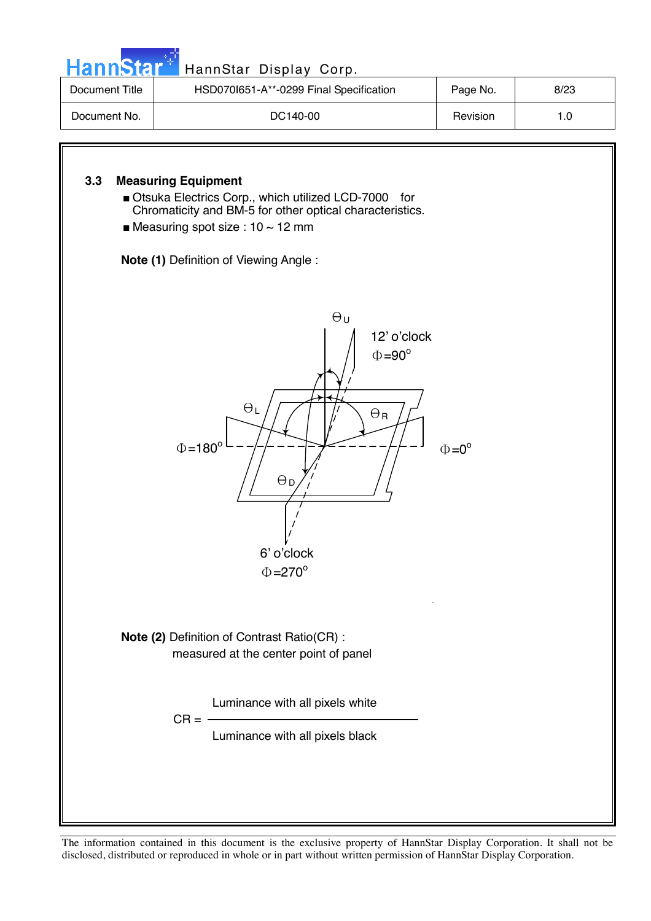### 3.3 Measuring Equipment

- Otsuka Electrics Corp., which utilized LCD-7000 for Chromaticity and BM-5 for other optical characteristics.
- Measuring spot size : 10 ~ 12 mm

**Note (1)** Definition of Viewing Angle :

$\Theta_U$

12' o'clock
$\Phi=90^o$

$\Theta_L$ $\Theta_R$

$\Phi=180^o$ $\Phi=0^o$

$\Theta_D$

6' o'clock
$\Phi=270^o$

**Note (2)** Definition of Contrast Ratio(CR) :
measured at the center point of panel

$$CR = \frac{\text{Luminance with all pixels white}}{\text{Luminance with all pixels black}}$$

The information contained in this document is the exclusive property of HannStar Display Corporation. It shall not be disclosed, distributed or reproduced in whole or in part without written permission of HannStar Display Corporation.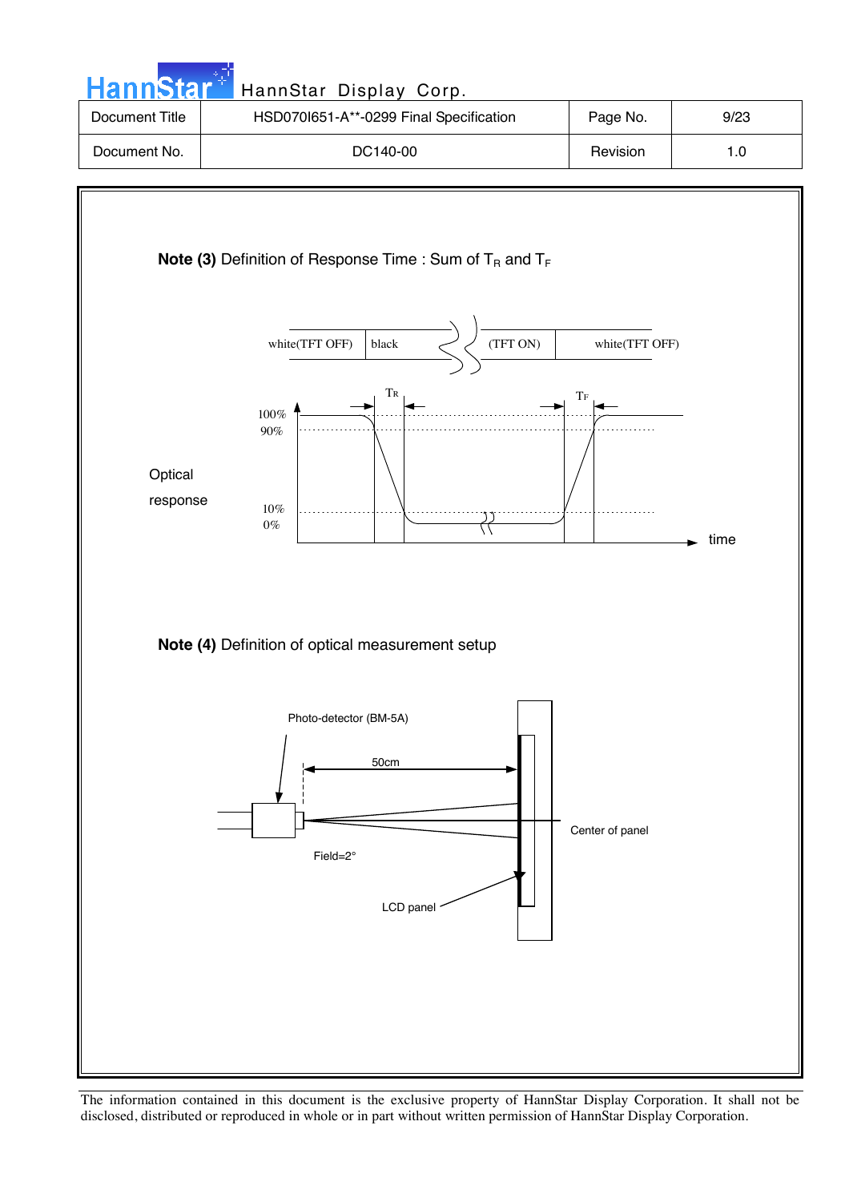**Note (3)** Definition of Response Time : Sum of $T_R$ and $T_F$

| white(TFT OFF) | black | (TFT ON) | white(TFT OFF) |
|---|---|---|---|

$T_R$ $T_F$

100%
90%

Optical response

10%
0%

time

**Note (4)** Definition of optical measurement setup

Photo-detector (BM-5A)

50cm

Center of panel

Field=2°

LCD panel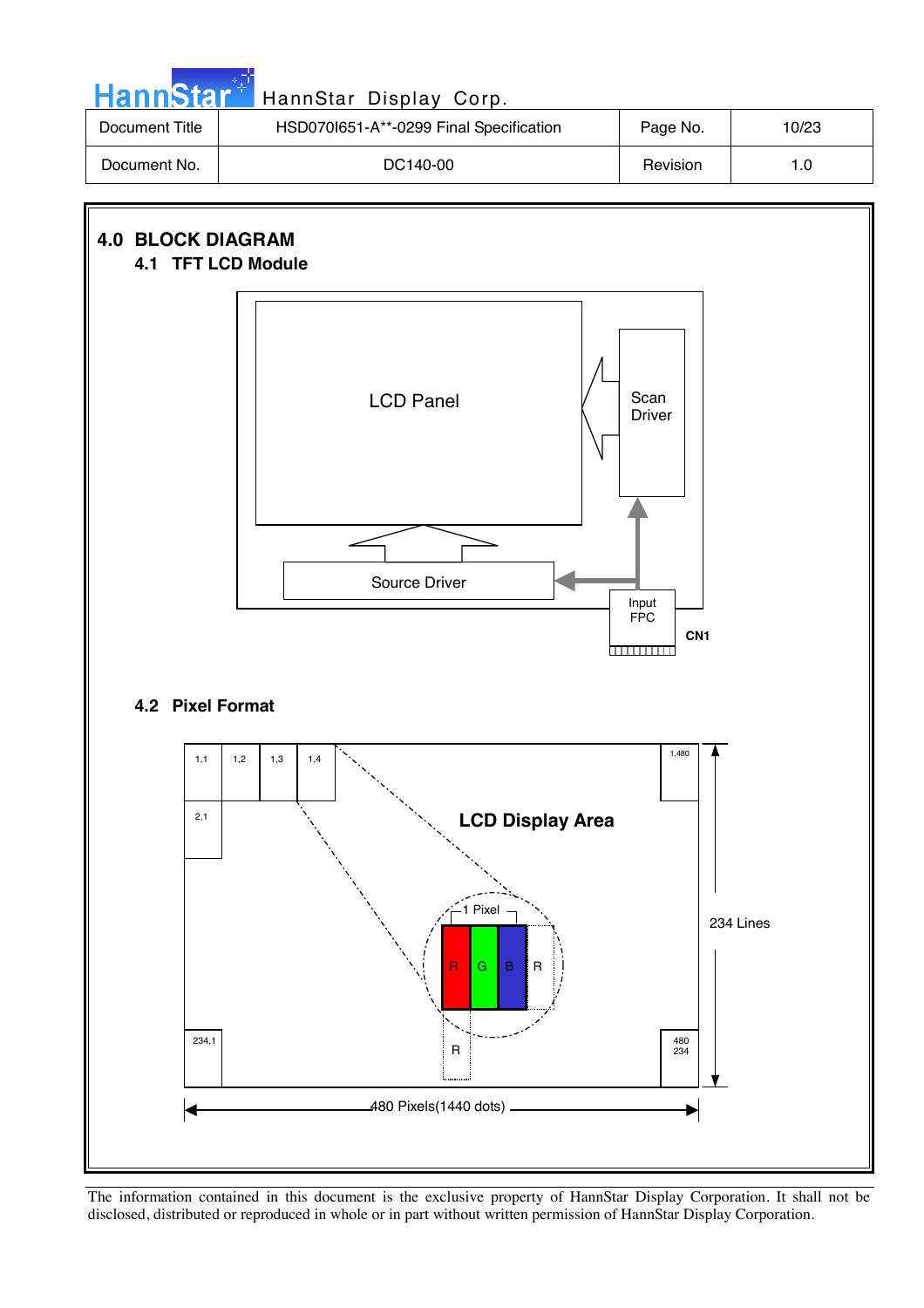# 4.0 BLOCK DIAGRAM

## 4.1 TFT LCD Module

LCD Panel

Scan Driver

Source Driver

Input FPC

CN1

## 4.2 Pixel Format

1,1 | 1,2 | 1,3 | 1,4 | 1,480

2,1

LCD Display Area

1 Pixel

R G B R

R

234,1

480
234

234 Lines

480 Pixels(1440 dots)

The information contained in this document is the exclusive property of HannStar Display Corporation. It shall not be disclosed, distributed or reproduced in whole or in part without written permission of HannStar Display Corporation.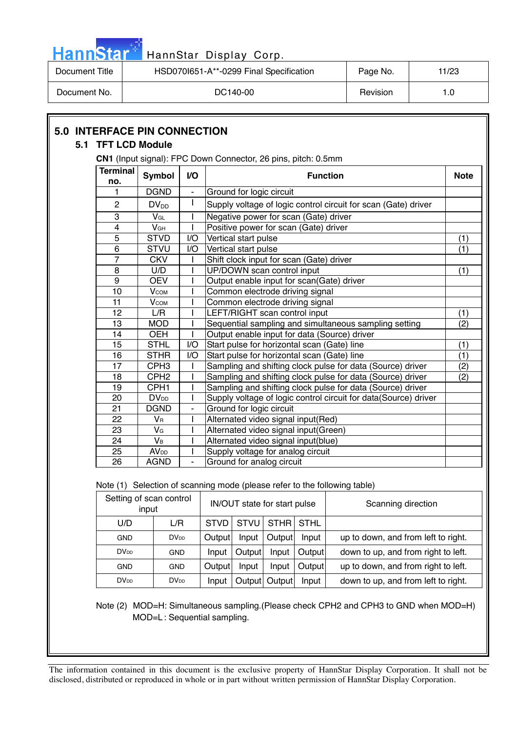## 5.0 INTERFACE PIN CONNECTION

### 5.1 TFT LCD Module

**CN1** (Input signal): FPC Down Connector, 26 pins, pitch: 0.5mm

| Terminal no. | Symbol | I/O | Function | Note |
|---|---|---|---|---|
| 1 | DGND | - | Ground for logic circuit | |
| 2 | $DV_{DD}$ | I | Supply voltage of logic control circuit for scan (Gate) driver | |
| 3 | $V_{GL}$ | I | Negative power for scan (Gate) driver | |
| 4 | $V_{GH}$ | I | Positive power for scan (Gate) driver | |
| 5 | STVD | I/O | Vertical start pulse | (1) |
| 6 | STVU | I/O | Vertical start pulse | (1) |
| 7 | CKV | I | Shift clock input for scan (Gate) driver | |
| 8 | U/D | I | UP/DOWN scan control input | (1) |
| 9 | OEV | I | Output enable input for scan(Gate) driver | |
| 10 | $V_{COM}$ | I | Common electrode driving signal | |
| 11 | $V_{COM}$ | I | Common electrode driving signal | |
| 12 | L/R | I | LEFT/RIGHT scan control input | (1) |
| 13 | MOD | I | Sequential sampling and simultaneous sampling setting | (2) |
| 14 | OEH | I | Output enable input for data (Source) driver | |
| 15 | STHL | I/O | Start pulse for horizontal scan (Gate) line | (1) |
| 16 | STHR | I/O | Start pulse for horizontal scan (Gate) line | (1) |
| 17 | CPH3 | I | Sampling and shifting clock pulse for data (Source) driver | (2) |
| 18 | CPH2 | I | Sampling and shifting clock pulse for data (Source) driver | (2) |
| 19 | CPH1 | I | Sampling and shifting clock pulse for data (Source) driver | |
| 20 | $DV_{DD}$ | I | Supply voltage of logic control circuit for data(Source) driver | |
| 21 | DGND | - | Ground for logic circuit | |
| 22 | $V_{R}$ | I | Alternated video signal input(Red) | |
| 23 | $V_{G}$ | I | Alternated video signal input(Green) | |
| 24 | $V_{B}$ | I | Alternated video signal input(blue) | |
| 25 | $AV_{DD}$ | I | Supply voltage for analog circuit | |
| 26 | AGND | - | Ground for analog circuit | |

Note (1) Selection of scanning mode (please refer to the following table)

| Setting of scan control input | | IN/OUT state for start pulse | | | | Scanning direction |
|---|---|---|---|---|---|---|
| U/D | L/R | STVD | STVU | STHR | STHL | |
| GND | $DV_{DD}$ | Output | Input | Output | Input | up to down, and from left to right. |
| $DV_{DD}$ | GND | Input | Output | Input | Output | down to up, and from right to left. |
| GND | GND | Output | Input | Input | Output | up to down, and from right to left. |
| $DV_{DD}$ | $DV_{DD}$ | Input | Output | Output | Input | down to up, and from left to right. |

Note (2) MOD=H: Simultaneous sampling.(Please check CPH2 and CPH3 to GND when MOD=H)
MOD=L : Sequential sampling.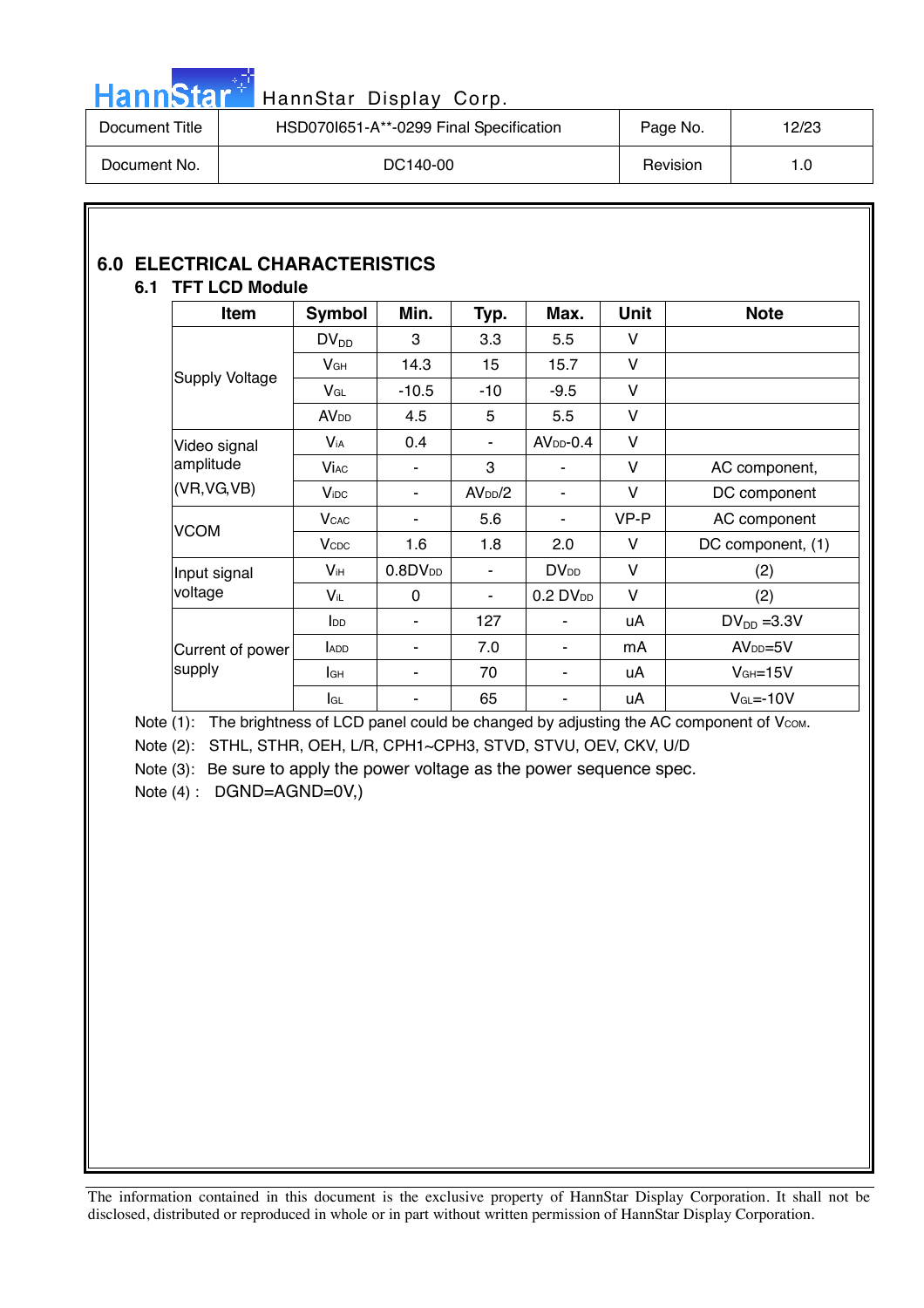## 6.0 ELECTRICAL CHARACTERISTICS

### 6.1 TFT LCD Module

| Item | Symbol | Min. | Typ. | Max. | Unit | Note |
|---|---|---|---|---|---|---|
| Supply Voltage | $DV_{DD}$ | 3 | 3.3 | 5.5 | V | |
| | $V_{GH}$ | 14.3 | 15 | 15.7 | V | |
| | $V_{GL}$ | -10.5 | -10 | -9.5 | V | |
| | $AV_{DD}$ | 4.5 | 5 | 5.5 | V | |
| Video signal amplitude (VR,VG,VB) | $V_{iA}$ | 0.4 | - | $AV_{DD}$-0.4 | V | |
| | $V_{iAC}$ | - | 3 | - | V | AC component, |
| | $V_{iDC}$ | - | $AV_{DD}/2$ | - | V | DC component |
| VCOM | $V_{CAC}$ | - | 5.6 | - | VP-P | AC component |
| | $V_{CDC}$ | 1.6 | 1.8 | 2.0 | V | DC component, (1) |
| Input signal voltage | $V_{iH}$ | $0.8DV_{DD}$ | - | $DV_{DD}$ | V | (2) |
| | $V_{iL}$ | 0 | - | 0.2 $DV_{DD}$ | V | (2) |
| Current of power supply | $I_{DD}$ | - | 127 | - | uA | $DV_{DD}$ =3.3V |
| | $I_{ADD}$ | - | 7.0 | - | mA | $AV_{DD}$=5V |
| | $I_{GH}$ | - | 70 | - | uA | $V_{GH}$=15V |
| | $I_{GL}$ | - | 65 | - | uA | $V_{GL}$=-10V |

Note (1): The brightness of LCD panel could be changed by adjusting the AC component of $V_{COM}$.

Note (2): STHL, STHR, OEH, L/R, CPH1~CPH3, STVD, STVU, OEV, CKV, U/D

Note (3): Be sure to apply the power voltage as the power sequence spec.

Note (4) : DGND=AGND=0V,)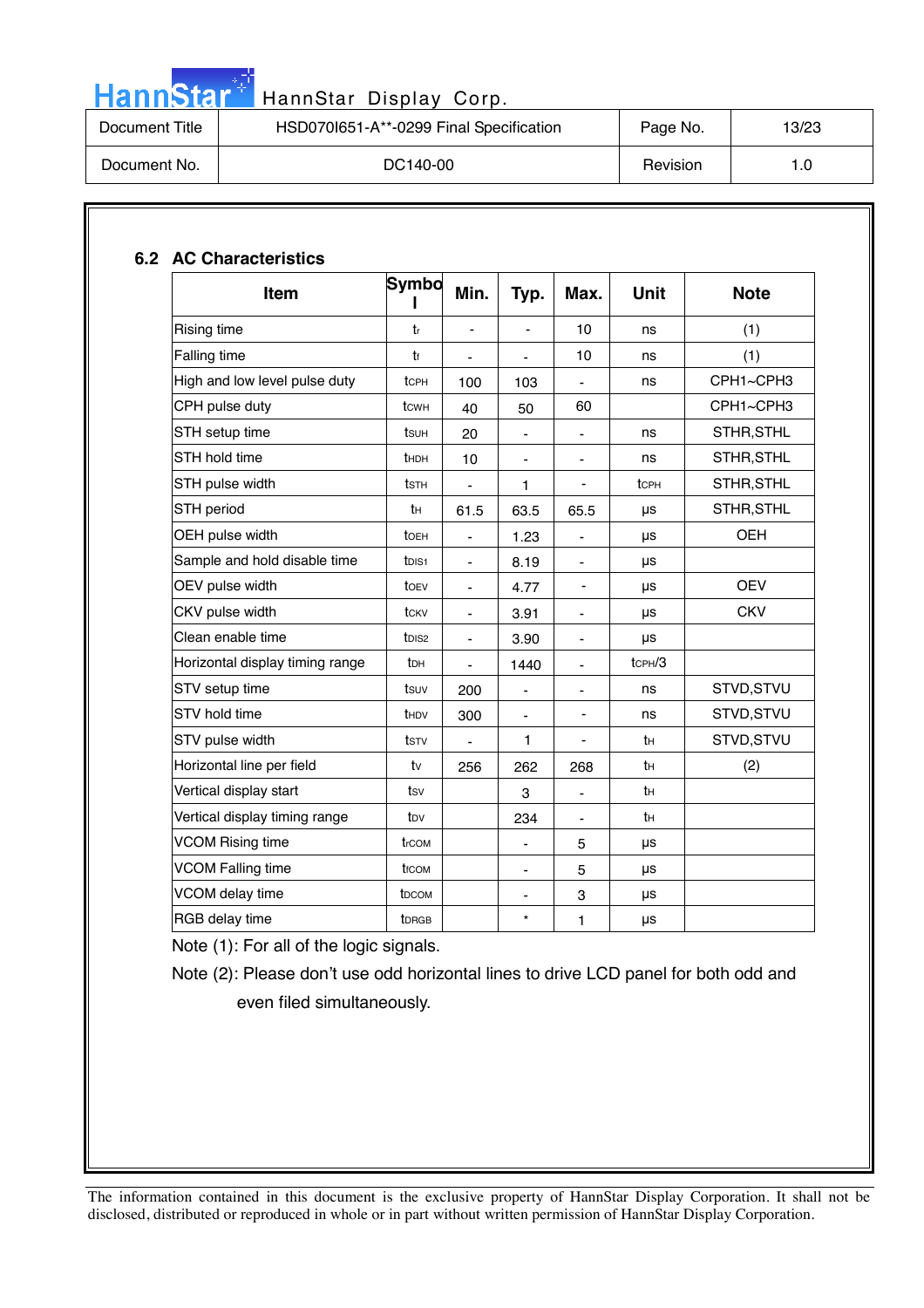## 6.2 AC Characteristics

| Item | Symbol | Min. | Typ. | Max. | Unit | Note |
|---|---|---|---|---|---|---|
| Rising time | $t_r$ | - | - | 10 | ns | (1) |
| Falling time | $t_f$ | - | - | 10 | ns | (1) |
| High and low level pulse duty | $t_{CPH}$ | 100 | 103 | - | ns | CPH1~CPH3 |
| CPH pulse duty | $t_{CWH}$ | 40 | 50 | 60 | | CPH1~CPH3 |
| STH setup time | $t_{SUH}$ | 20 | - | - | ns | STHR,STHL |
| STH hold time | $t_{HDH}$ | 10 | - | - | ns | STHR,STHL |
| STH pulse width | $t_{STH}$ | - | 1 | - | $t_{CPH}$ | STHR,STHL |
| STH period | $t_H$ | 61.5 | 63.5 | 65.5 | μs | STHR,STHL |
| OEH pulse width | $t_{OEH}$ | - | 1.23 | - | μs | OEH |
| Sample and hold disable time | $t_{DIS1}$ | - | 8.19 | - | μs | |
| OEV pulse width | $t_{OEV}$ | - | 4.77 | - | μs | OEV |
| CKV pulse width | $t_{CKV}$ | - | 3.91 | - | μs | CKV |
| Clean enable time | $t_{DIS2}$ | - | 3.90 | - | μs | |
| Horizontal display timing range | $t_{DH}$ | - | 1440 | - | $t_{CPH}/3$ | |
| STV setup time | $t_{SUV}$ | 200 | - | - | ns | STVD,STVU |
| STV hold time | $t_{HDV}$ | 300 | - | - | ns | STVD,STVU |
| STV pulse width | $t_{STV}$ | - | 1 | - | $t_H$ | STVD,STVU |
| Horizontal line per field | $t_V$ | 256 | 262 | 268 | $t_H$ | (2) |
| Vertical display start | $t_{SV}$ | | 3 | - | $t_H$ | |
| Vertical display timing range | $t_{DV}$ | | 234 | - | $t_H$ | |
| VCOM Rising time | $t_{rCOM}$ | | - | 5 | μs | |
| VCOM Falling time | $t_{fCOM}$ | | - | 5 | μs | |
| VCOM delay time | $t_{DCOM}$ | | - | 3 | μs | |
| RGB delay time | $t_{DRGB}$ | | * | 1 | μs | |

Note (1): For all of the logic signals.

Note (2): Please don't use odd horizontal lines to drive LCD panel for both odd and even filed simultaneously.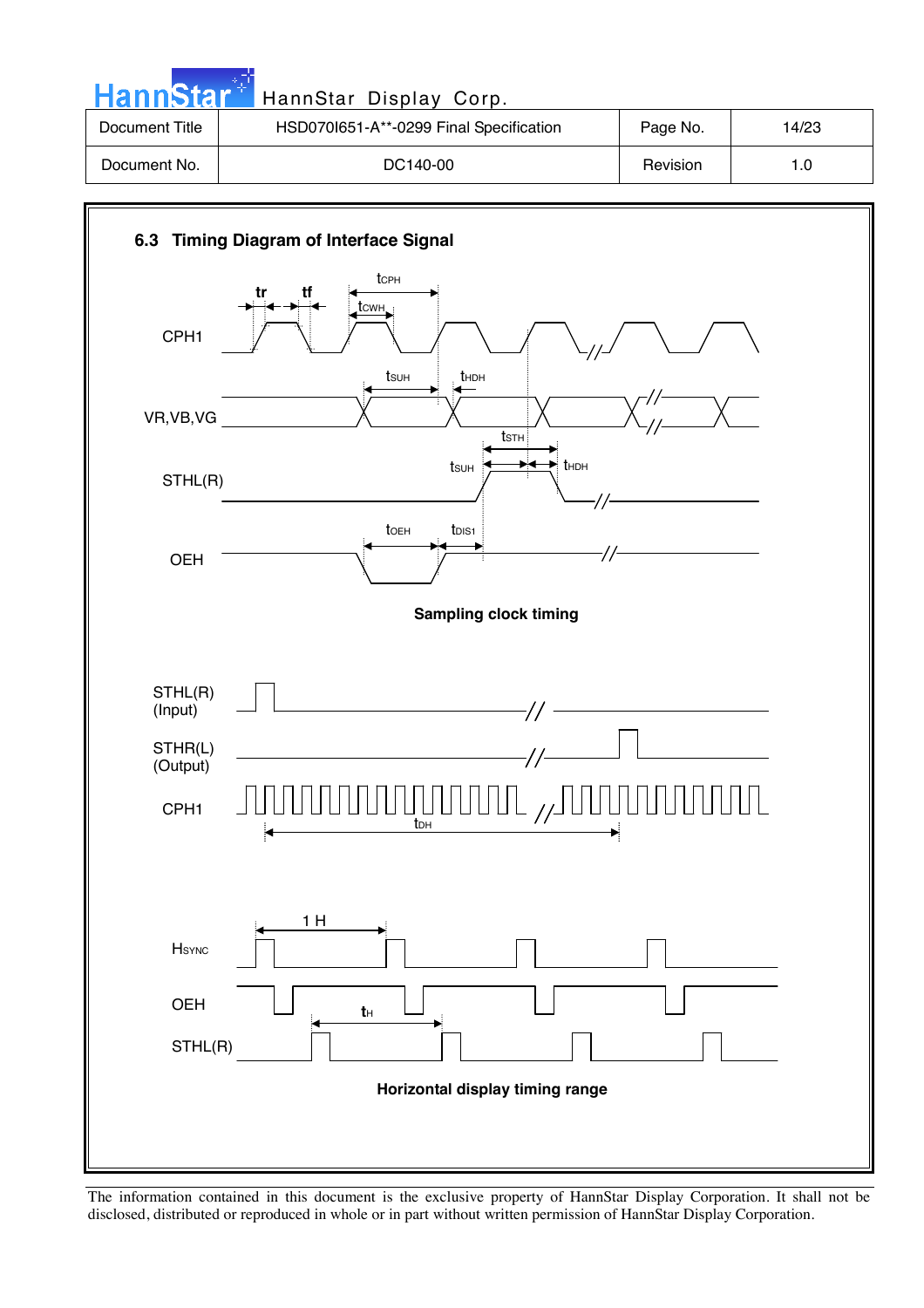### 6.3 Timing Diagram of Interface Signal

**Sampling clock timing**

**Horizontal display timing range**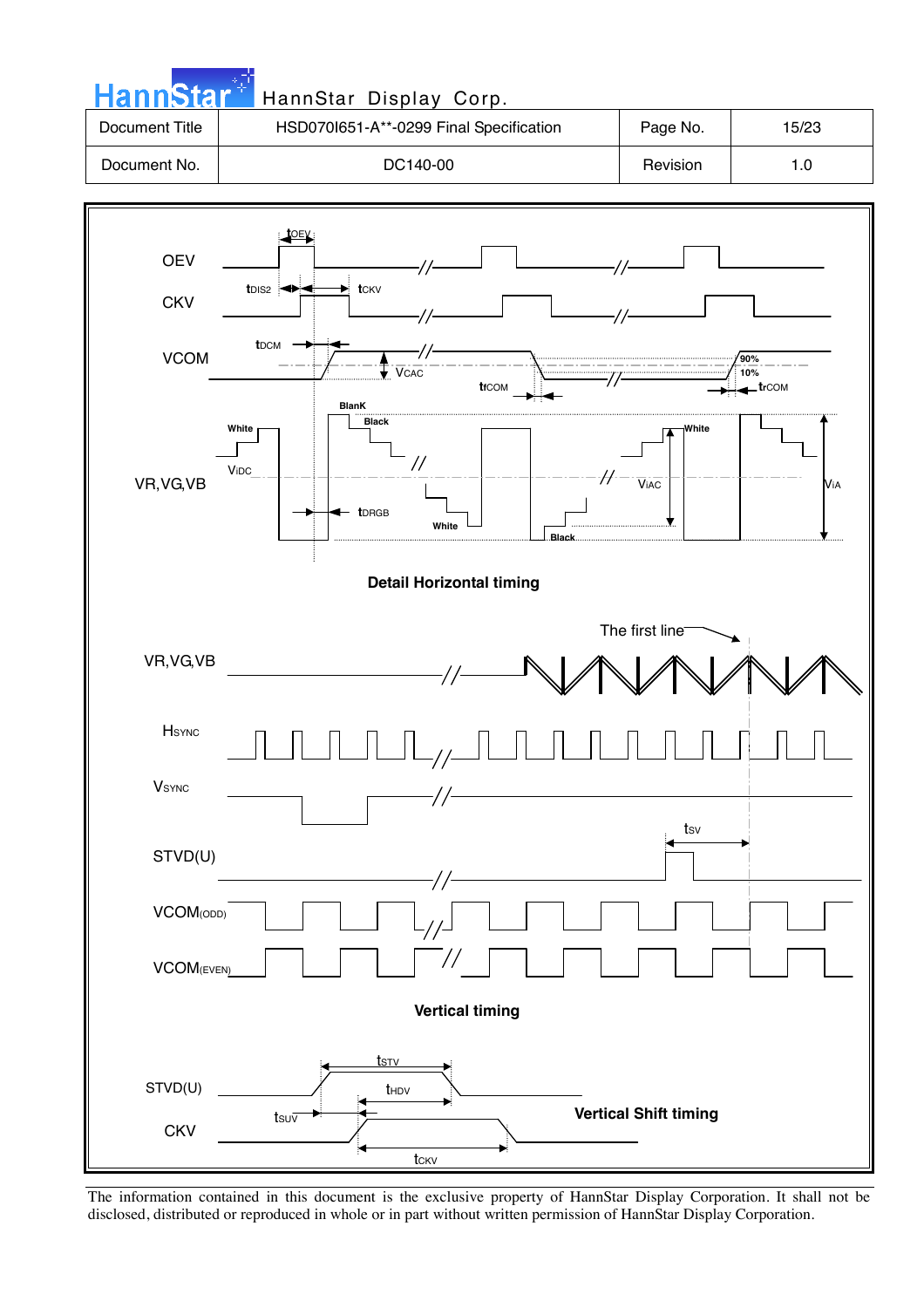| Document Title | HSD070I651-A**-0299 Final Specification | Page No. | 15/23 |
|---|---|---|---|
| Document No. | DC140-00 | Revision | 1.0 |

OEV

CKV

VCOM

VR,VG,VB

$t_{OEV}$ $t_{DIS2}$ $t_{CKV}$ $t_{DCM}$ $V_{CAC}$ $t_{fCOM}$ $t_{rCOM}$ 90% 10% BlanK Black White $V_{IDC}$ $t_{DRGB}$ White Black $V_{IAC}$ White $V_{IA}$

**Detail Horizontal timing**

The first line

VR,VG,VB

$H_{SYNC}$

$V_{SYNC}$

STVD(U)

$t_{SV}$

$VCOM_{(ODD)}$

$VCOM_{(EVEN)}$

**Vertical timing**

STVD(U)

CKV

$t_{STV}$ $t_{HDV}$ $t_{SUV}$ $t_{CKV}$

**Vertical Shift timing**

The information contained in this document is the exclusive property of HannStar Display Corporation. It shall not be disclosed, distributed or reproduced in whole or in part without written permission of HannStar Display Corporation.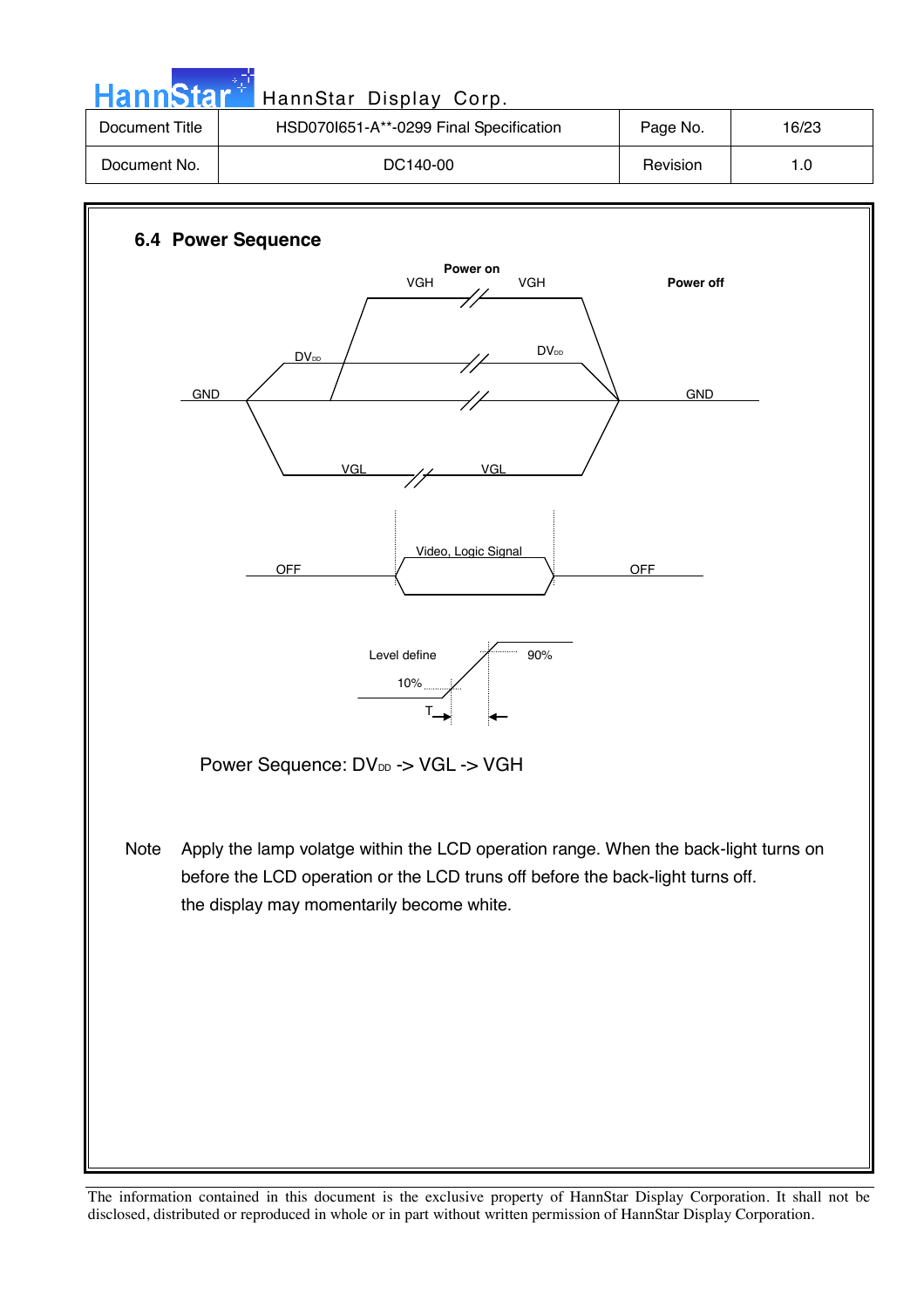## 6.4 Power Sequence

Power on

VGH VGH

Power off

$DV_{DD}$ $DV_{DD}$

GND GND

VGL VGL

Video, Logic Signal

OFF OFF

Level define 90%

10%

T

Power Sequence: $DV_{DD}$ -> VGL -> VGH

Note Apply the lamp volatge within the LCD operation range. When the back-light turns on before the LCD operation or the LCD truns off before the back-light turns off. the display may momentarily become white.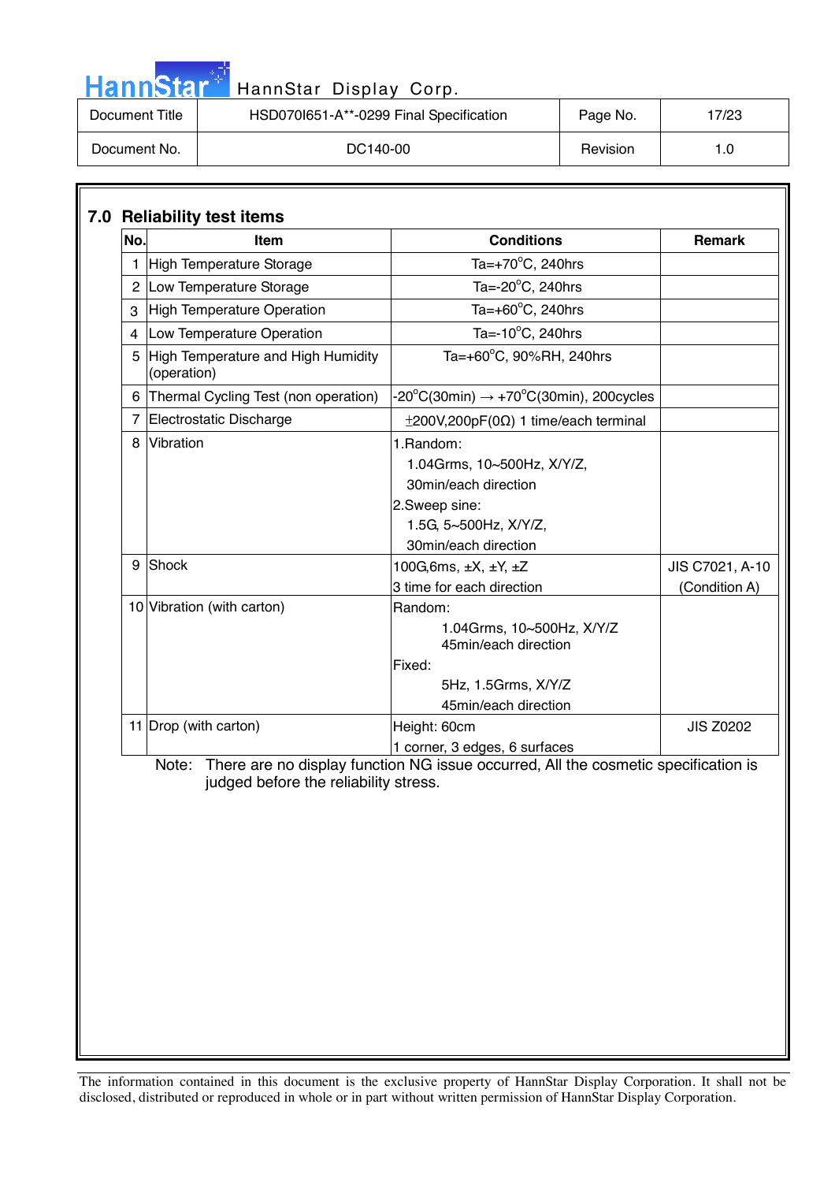## 7.0 Reliability test items

| No. | Item | Conditions | Remark |
|---|---|---|---|
| 1 | High Temperature Storage | Ta=+70°C, 240hrs | |
| 2 | Low Temperature Storage | Ta=-20°C, 240hrs | |
| 3 | High Temperature Operation | Ta=+60°C, 240hrs | |
| 4 | Low Temperature Operation | Ta=-10°C, 240hrs | |
| 5 | High Temperature and High Humidity (operation) | Ta=+60°C, 90%RH, 240hrs | |
| 6 | Thermal Cycling Test (non operation) | -20°C(30min) → +70°C(30min), 200cycles | |
| 7 | Electrostatic Discharge | ±200V,200pF(0Ω) 1 time/each terminal | |
| 8 | Vibration | 1.Random: 1.04Grms, 10~500Hz, X/Y/Z, 30min/each direction<br>2.Sweep sine: 1.5G, 5~500Hz, X/Y/Z, 30min/each direction | |
| 9 | Shock | 100G,6ms, ±X, ±Y, ±Z<br>3 time for each direction | JIS C7021, A-10 (Condition A) |
| 10 | Vibration (with carton) | Random: 1.04Grms, 10~500Hz, X/Y/Z 45min/each direction<br>Fixed: 5Hz, 1.5Grms, X/Y/Z 45min/each direction | |
| 11 | Drop (with carton) | Height: 60cm<br>1 corner, 3 edges, 6 surfaces | JIS Z0202 |

Note: There are no display function NG issue occurred, All the cosmetic specification is judged before the reliability stress.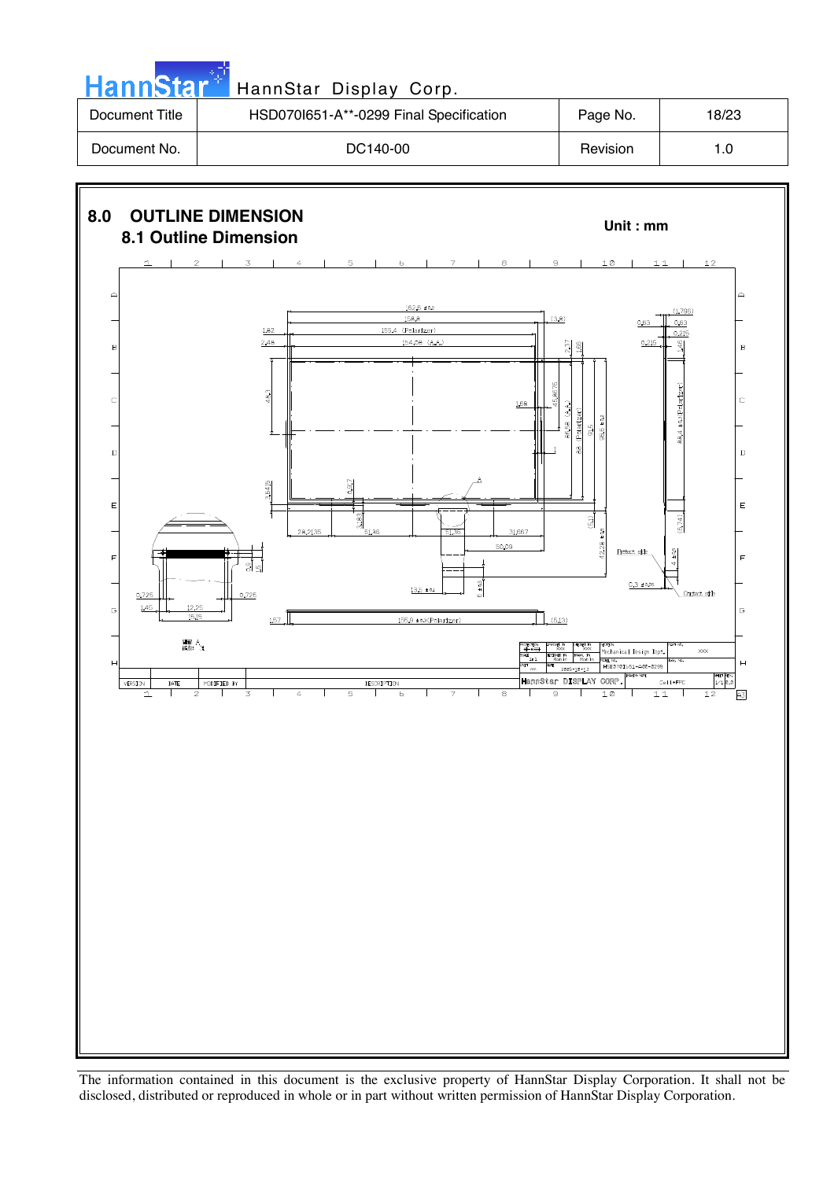# 8.0 OUTLINE DIMENSION

## 8.1 Outline Dimension

Unit : mm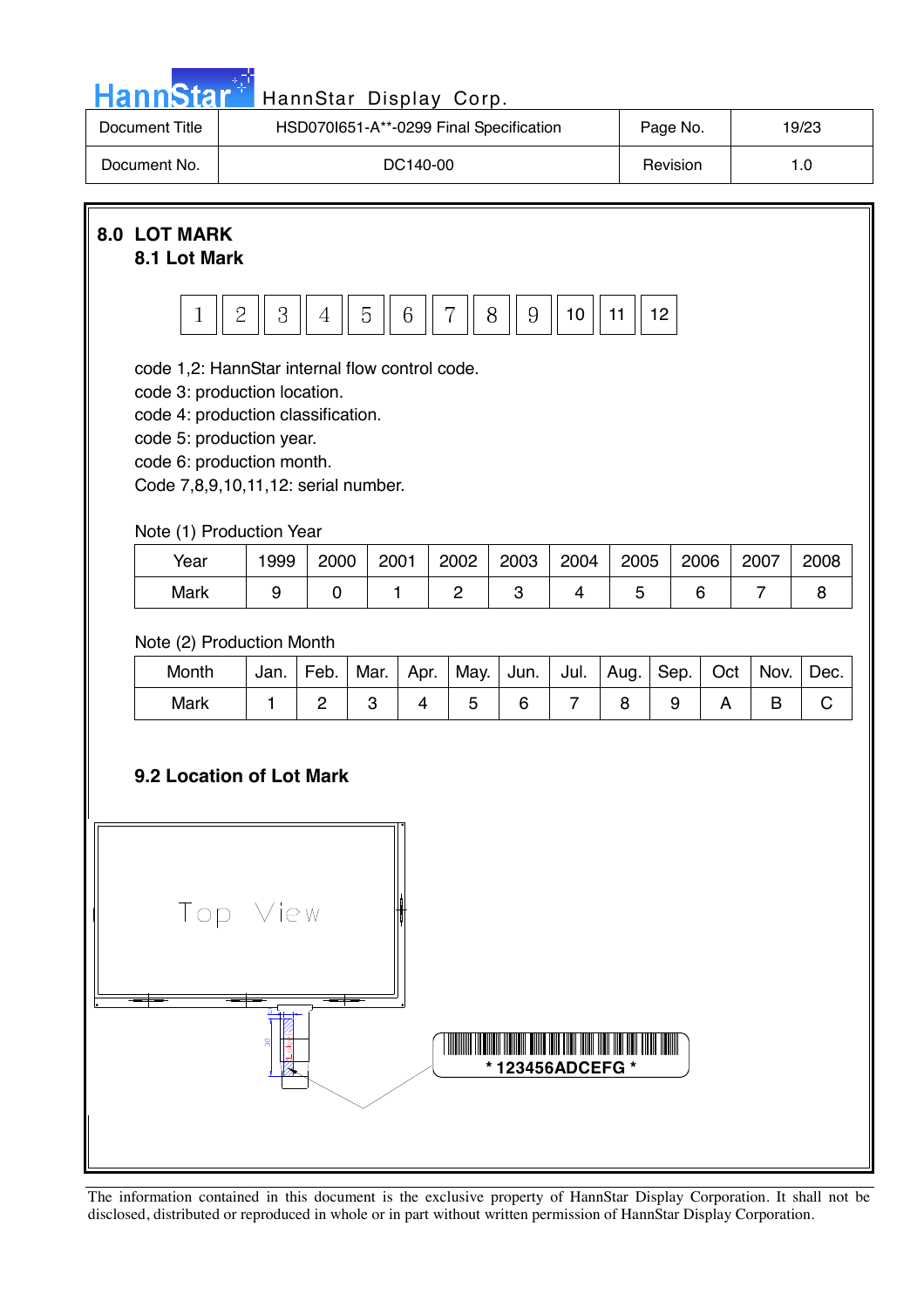## 8.0 LOT MARK

### 8.1 Lot Mark

| 1 | 2 | 3 | 4 | 5 | 6 | 7 | 8 | 9 | 10 | 11 | 12 |
|---|---|---|---|---|---|---|---|---|---|---|---|

code 1,2: HannStar internal flow control code.
code 3: production location.
code 4: production classification.
code 5: production year.
code 6: production month.
Code 7,8,9,10,11,12: serial number.

Note (1) Production Year

| Year | 1999 | 2000 | 2001 | 2002 | 2003 | 2004 | 2005 | 2006 | 2007 | 2008 |
|---|---|---|---|---|---|---|---|---|---|---|
| Mark | 9 | 0 | 1 | 2 | 3 | 4 | 5 | 6 | 7 | 8 |

Note (2) Production Month

| Month | Jan. | Feb. | Mar. | Apr. | May. | Jun. | Jul. | Aug. | Sep. | Oct | Nov. | Dec. |
|---|---|---|---|---|---|---|---|---|---|---|---|---|
| Mark | 1 | 2 | 3 | 4 | 5 | 6 | 7 | 8 | 9 | A | B | C |

### 9.2 Location of Lot Mark

Top View

\* 123456ADCEFG \*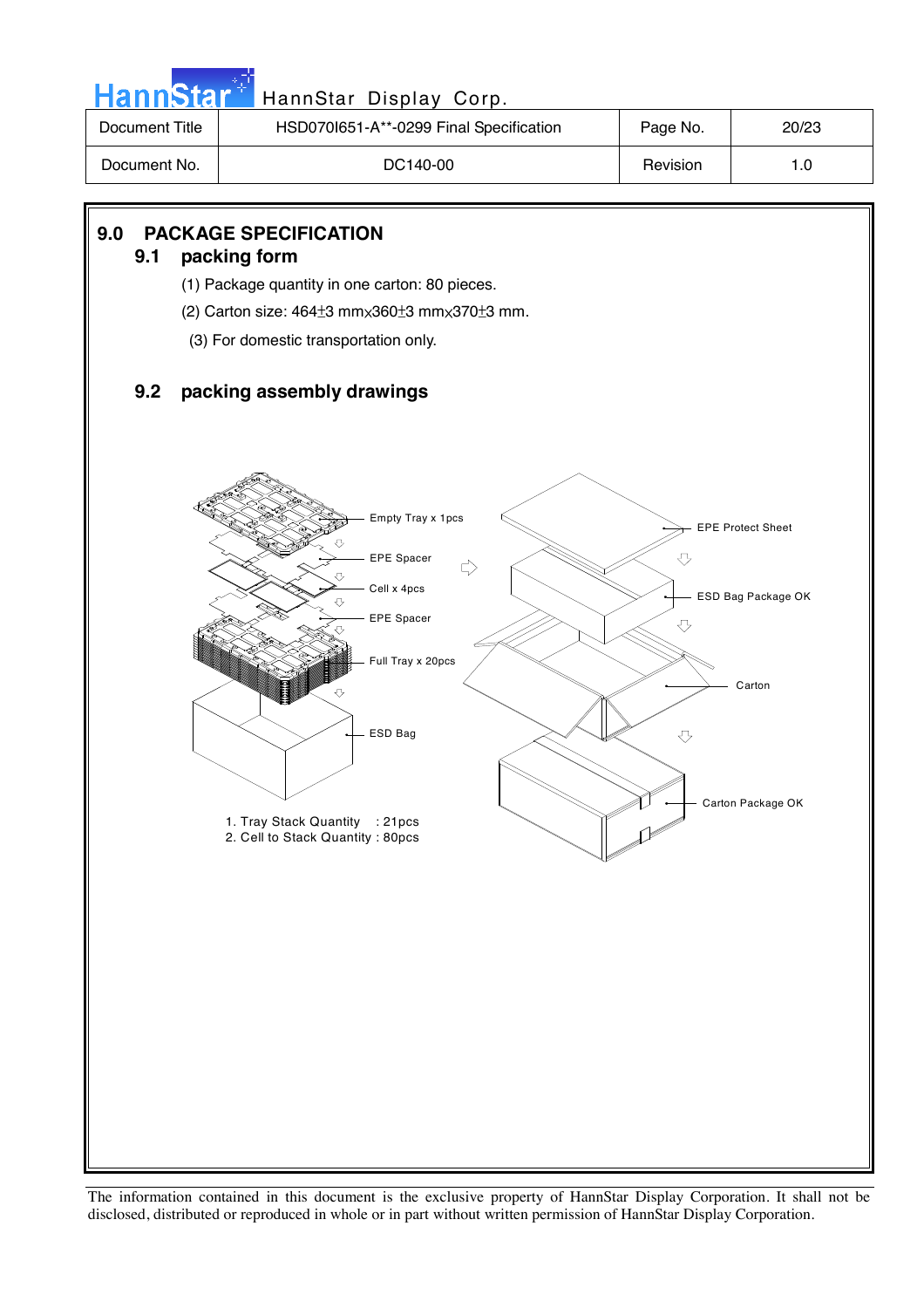## 9.0 PACKAGE SPECIFICATION

### 9.1 packing form

(1) Package quantity in one carton: 80 pieces.

(2) Carton size: 464±3 mm×360±3 mm×370±3 mm.

(3) For domestic transportation only.

### 9.2 packing assembly drawings

Empty Tray x 1pcs

EPE Spacer

Cell x 4pcs

EPE Spacer

Full Tray x 20pcs

ESD Bag

EPE Protect Sheet

ESD Bag Package OK

Carton

Carton Package OK

1. Tray Stack Quantity : 21pcs
2. Cell to Stack Quantity : 80pcs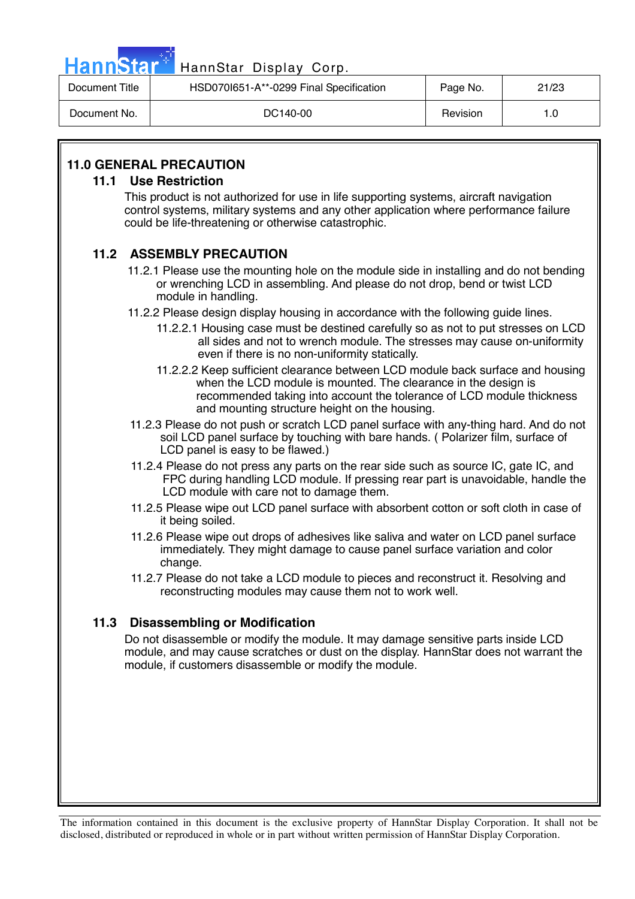## 11.0 GENERAL PRECAUTION

### 11.1 Use Restriction

This product is not authorized for use in life supporting systems, aircraft navigation control systems, military systems and any other application where performance failure could be life-threatening or otherwise catastrophic.

### 11.2 ASSEMBLY PRECAUTION

11.2.1 Please use the mounting hole on the module side in installing and do not bending or wrenching LCD in assembling. And please do not drop, bend or twist LCD module in handling.

11.2.2 Please design display housing in accordance with the following guide lines.

11.2.2.1 Housing case must be destined carefully so as not to put stresses on LCD all sides and not to wrench module. The stresses may cause on-uniformity even if there is no non-uniformity statically.

11.2.2.2 Keep sufficient clearance between LCD module back surface and housing when the LCD module is mounted. The clearance in the design is recommended taking into account the tolerance of LCD module thickness and mounting structure height on the housing.

11.2.3 Please do not push or scratch LCD panel surface with any-thing hard. And do not soil LCD panel surface by touching with bare hands. ( Polarizer film, surface of LCD panel is easy to be flawed.)

11.2.4 Please do not press any parts on the rear side such as source IC, gate IC, and FPC during handling LCD module. If pressing rear part is unavoidable, handle the LCD module with care not to damage them.

11.2.5 Please wipe out LCD panel surface with absorbent cotton or soft cloth in case of it being soiled.

11.2.6 Please wipe out drops of adhesives like saliva and water on LCD panel surface immediately. They might damage to cause panel surface variation and color change.

11.2.7 Please do not take a LCD module to pieces and reconstruct it. Resolving and reconstructing modules may cause them not to work well.

### 11.3 Disassembling or Modification

Do not disassemble or modify the module. It may damage sensitive parts inside LCD module, and may cause scratches or dust on the display. HannStar does not warrant the module, if customers disassemble or modify the module.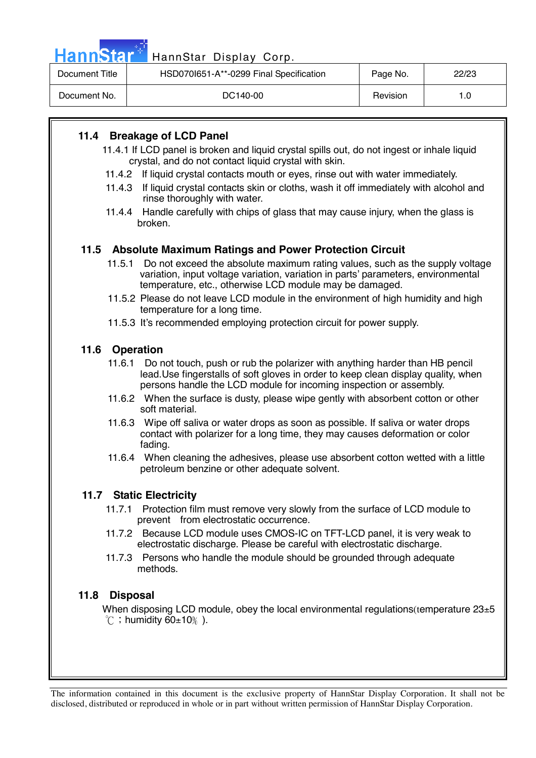### 11.4 Breakage of LCD Panel

11.4.1 If LCD panel is broken and liquid crystal spills out, do not ingest or inhale liquid crystal, and do not contact liquid crystal with skin.

11.4.2 If liquid crystal contacts mouth or eyes, rinse out with water immediately.

11.4.3 If liquid crystal contacts skin or cloths, wash it off immediately with alcohol and rinse thoroughly with water.

11.4.4 Handle carefully with chips of glass that may cause injury, when the glass is broken.

### 11.5 Absolute Maximum Ratings and Power Protection Circuit

11.5.1 Do not exceed the absolute maximum rating values, such as the supply voltage variation, input voltage variation, variation in parts' parameters, environmental temperature, etc., otherwise LCD module may be damaged.

11.5.2 Please do not leave LCD module in the environment of high humidity and high temperature for a long time.

11.5.3 It's recommended employing protection circuit for power supply.

### 11.6 Operation

11.6.1 Do not touch, push or rub the polarizer with anything harder than HB pencil lead.Use fingerstalls of soft gloves in order to keep clean display quality, when persons handle the LCD module for incoming inspection or assembly.

11.6.2 When the surface is dusty, please wipe gently with absorbent cotton or other soft material.

11.6.3 Wipe off saliva or water drops as soon as possible. If saliva or water drops contact with polarizer for a long time, they may causes deformation or color fading.

11.6.4 When cleaning the adhesives, please use absorbent cotton wetted with a little petroleum benzine or other adequate solvent.

### 11.7 Static Electricity

11.7.1 Protection film must remove very slowly from the surface of LCD module to prevent from electrostatic occurrence.

11.7.2 Because LCD module uses CMOS-IC on TFT-LCD panel, it is very weak to electrostatic discharge. Please be careful with electrostatic discharge.

11.7.3 Persons who handle the module should be grounded through adequate methods.

### 11.8 Disposal

When disposing LCD module, obey the local environmental regulations(temperature 23±5 ℃ ; humidity 60±10% ).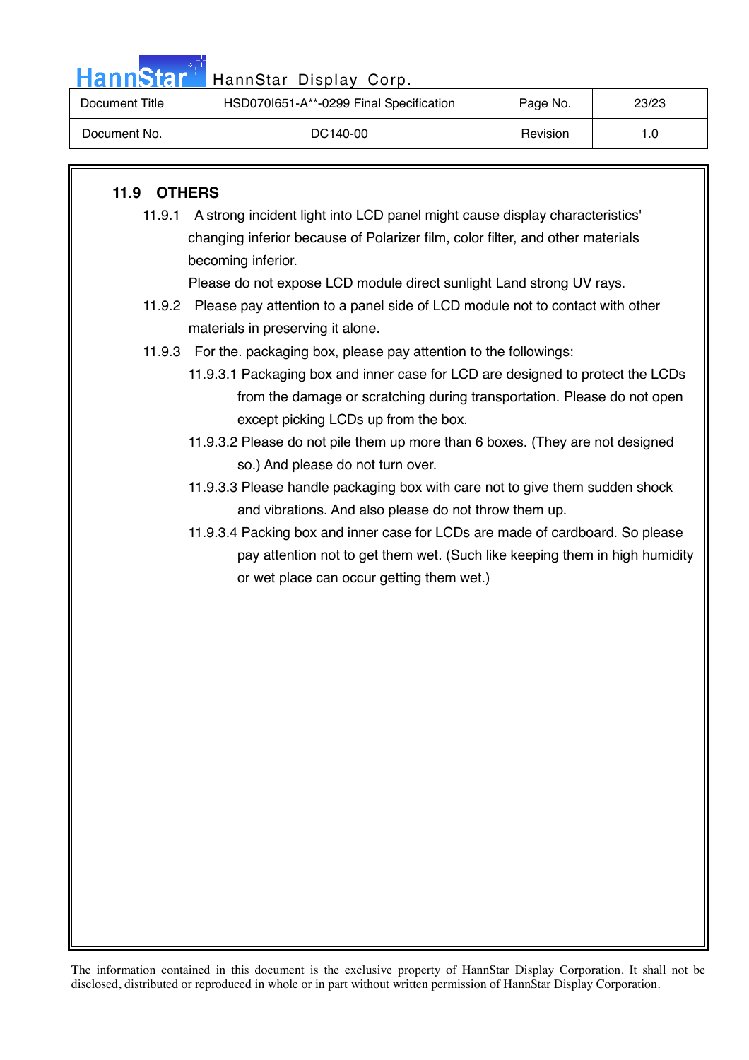### 11.9 OTHERS

11.9.1 A strong incident light into LCD panel might cause display characteristics' changing inferior because of Polarizer film, color filter, and other materials becoming inferior.
Please do not expose LCD module direct sunlight Land strong UV rays.

11.9.2 Please pay attention to a panel side of LCD module not to contact with other materials in preserving it alone.

11.9.3 For the. packaging box, please pay attention to the followings:

11.9.3.1 Packaging box and inner case for LCD are designed to protect the LCDs from the damage or scratching during transportation. Please do not open except picking LCDs up from the box.

11.9.3.2 Please do not pile them up more than 6 boxes. (They are not designed so.) And please do not turn over.

11.9.3.3 Please handle packaging box with care not to give them sudden shock and vibrations. And also please do not throw them up.

11.9.3.4 Packing box and inner case for LCDs are made of cardboard. So please pay attention not to get them wet. (Such like keeping them in high humidity or wet place can occur getting them wet.)